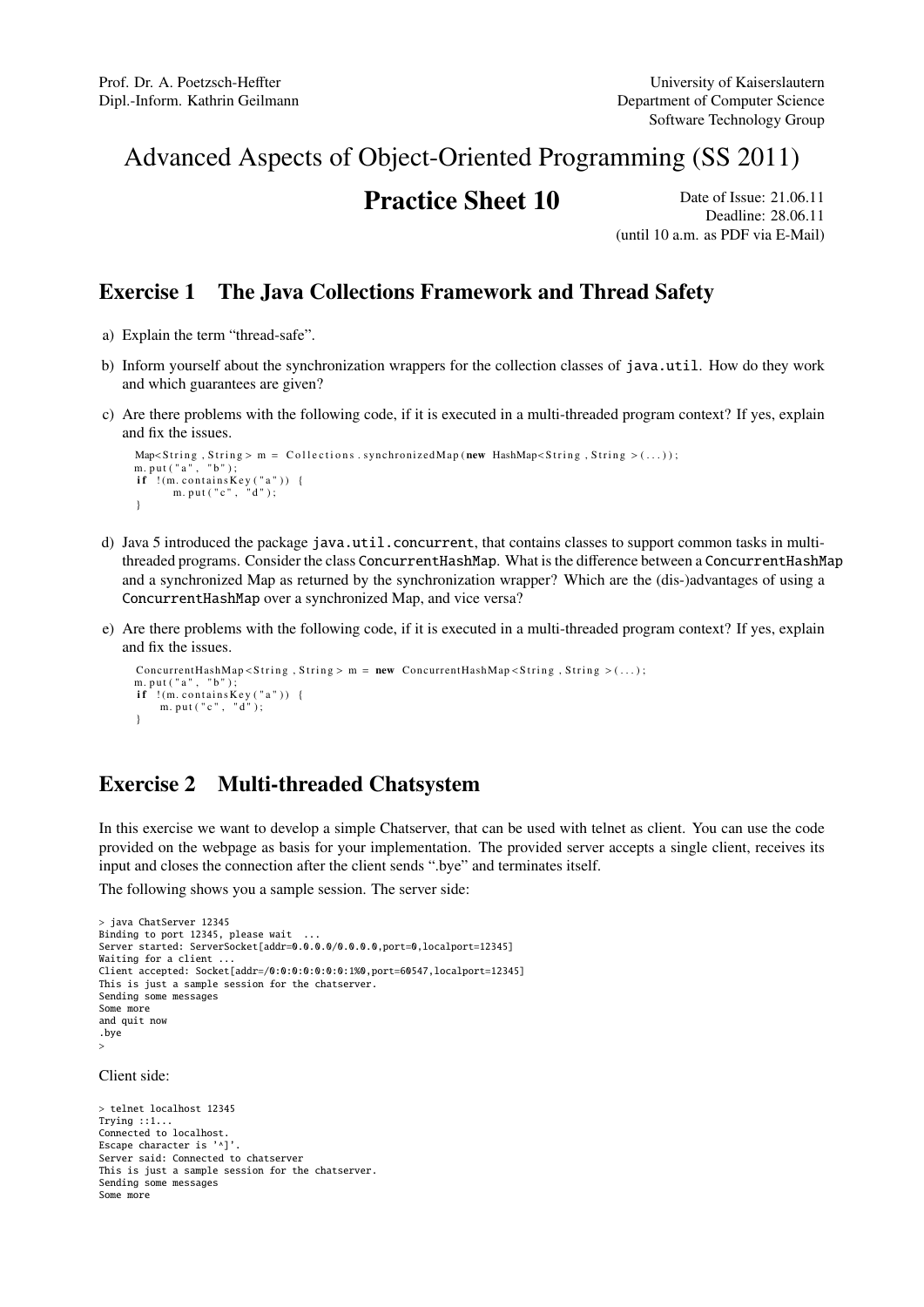Prof. Dr. A. Poetzsch-Heffter
Dipl.-Inform. Kathrin Geilmann

University of Kaiserslautern
Department of Computer Science
Software Technology Group

# Advanced Aspects of Object-Oriented Programming (SS 2011)

## Practice Sheet 10

Date of Issue: 21.06.11
Deadline: 28.06.11
(until 10 a.m. as PDF via E-Mail)

## Exercise 1 The Java Collections Framework and Thread Safety

a) Explain the term “thread-safe”.

b) Inform yourself about the synchronization wrappers for the collection classes of `java.util`. How do they work and which guarantees are given?

c) Are there problems with the following code, if it is executed in a multi-threaded program context? If yes, explain and fix the issues.

```
Map<String, String> m = Collections.synchronizedMap(new HashMap<String, String>(...));
m.put("a", "b");
if !(m.containsKey("a")) {
      m.put("c", "d");
}
```

d) Java 5 introduced the package `java.util.concurrent`, that contains classes to support common tasks in multi-threaded programs. Consider the class `ConcurrentHashMap`. What is the difference between a `ConcurrentHashMap` and a synchronized Map as returned by the synchronization wrapper? Which are the (dis-)advantages of using a `ConcurrentHashMap` over a synchronized Map, and vice versa?

e) Are there problems with the following code, if it is executed in a multi-threaded program context? If yes, explain and fix the issues.

```
ConcurrentHashMap<String, String> m = new ConcurrentHashMap<String, String>(...);
m.put("a", "b");
if !(m.containsKey("a")) {
    m.put("c", "d");
}
```

## Exercise 2 Multi-threaded Chatsystem

In this exercise we want to develop a simple Chatserver, that can be used with telnet as client. You can use the code provided on the webpage as basis for your implementation. The provided server accepts a single client, receives its input and closes the connection after the client sends “.bye” and terminates itself.

The following shows you a sample session. The server side:

```
> java ChatServer 12345
Binding to port 12345, please wait  ...
Server started: ServerSocket[addr=0.0.0.0/0.0.0.0,port=0,localport=12345]
Waiting for a client ...
Client accepted: Socket[addr=/0:0:0:0:0:0:0:1%0,port=60547,localport=12345]
This is just a sample session for the chatserver.
Sending some messages
Some more
and quit now
.bye
>
```

Client side:

```
> telnet localhost 12345
Trying ::1...
Connected to localhost.
Escape character is '^]'.
Server said: Connected to chatserver
This is just a sample session for the chatserver.
Sending some messages
Some more
```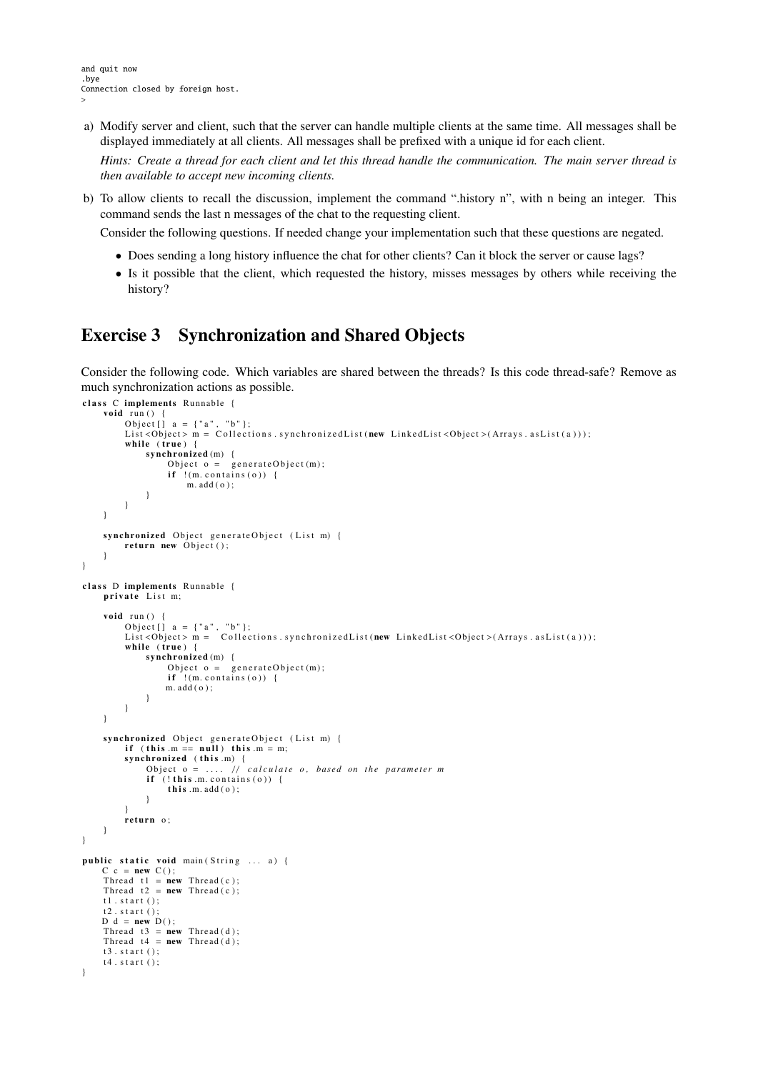```
and quit now
.bye
Connection closed by foreign host.
>
```

a) Modify server and client, such that the server can handle multiple clients at the same time. All messages shall be displayed immediately at all clients. All messages shall be prefixed with a unique id for each client.

   *Hints: Create a thread for each client and let this thread handle the communication. The main server thread is then available to accept new incoming clients.*

b) To allow clients to recall the discussion, implement the command ".history n", with n being an integer. This command sends the last n messages of the chat to the requesting client.

   Consider the following questions. If needed change your implementation such that these questions are negated.

   - Does sending a long history influence the chat for other clients? Can it block the server or cause lags?
   - Is it possible that the client, which requested the history, misses messages by others while receiving the history?

## Exercise 3 Synchronization and Shared Objects

Consider the following code. Which variables are shared between the threads? Is this code thread-safe? Remove as much synchronization actions as possible.

```java
class C implements Runnable {
    void run() {
        Object[] a = {"a", "b"};
        List<Object> m = Collections.synchronizedList(new LinkedList<Object>(Arrays.asList(a)));
        while (true) {
            synchronized(m) {
                Object o =  generateObject(m);
                if !(m.contains(o)) {
                    m.add(o);
                }
            }
        }
    }

    synchronized Object generateObject (List m) {
        return new Object();
    }
}

class D implements Runnable {
    private List m;

    void run() {
        Object[] a = {"a", "b"};
        List<Object> m =  Collections.synchronizedList(new LinkedList<Object>(Arrays.asList(a)));
        while (true) {
            synchronized(m) {
                Object o =  generateObject(m);
                if !(m.contains(o)) {
                m.add(o);
                }
            }
        }
    }

    synchronized Object generateObject (List m) {
        if (this.m == null) this.m = m;
        synchronized (this.m) {
            Object o = .... // calculate o, based on the parameter m
            if (!this.m.contains(o)) {
                this.m.add(o);
            }
        }
        return o;
    }
}

public static void main(String ... a) {
    C c = new C();
    Thread t1 = new Thread(c);
    Thread t2 = new Thread(c);
    t1.start();
    t2.start();
    D d = new D();
    Thread t3 = new Thread(d);
    Thread t4 = new Thread(d);
    t3.start();
    t4.start();
}
```